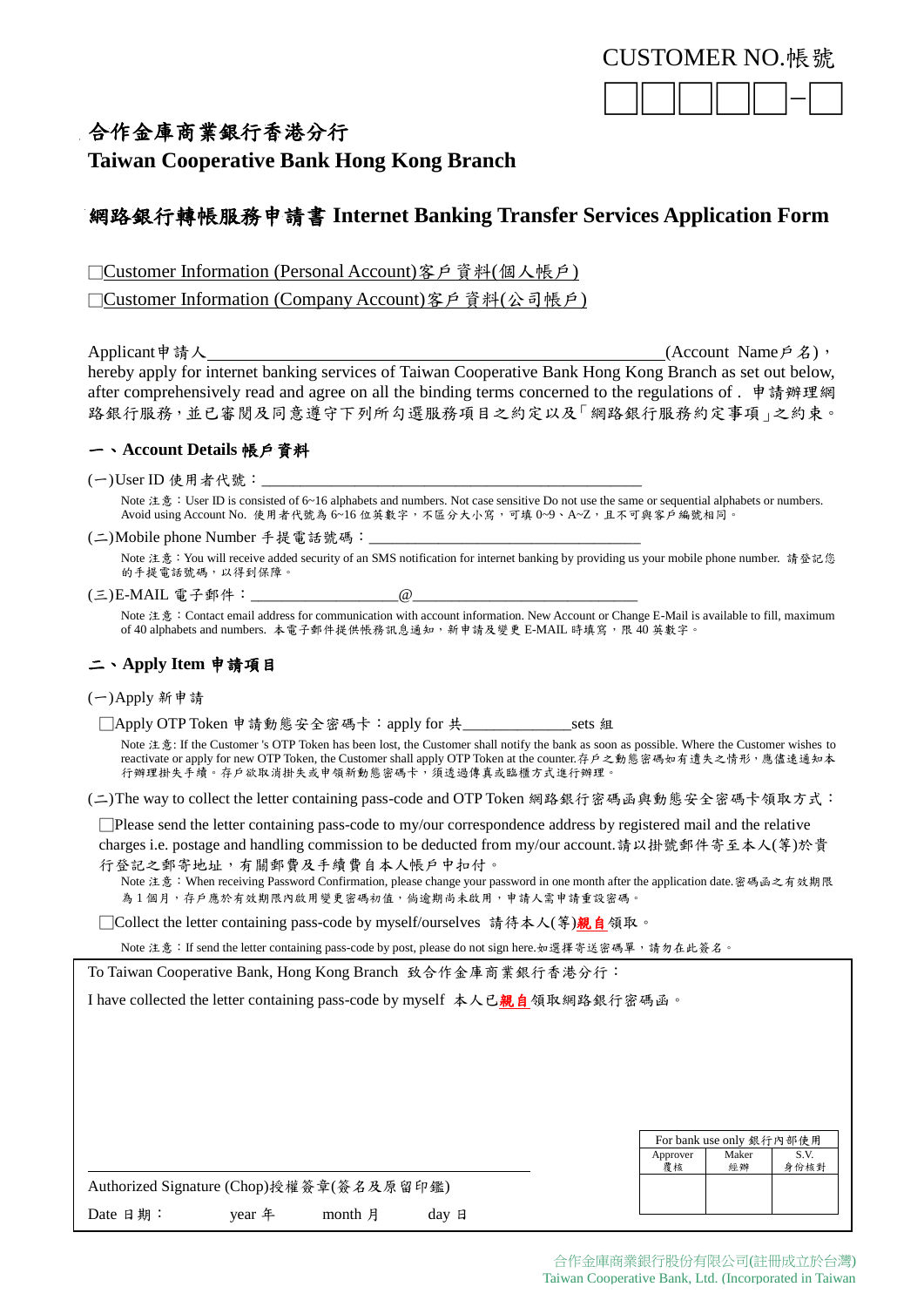CUSTOMER NO.帳號

| | | | | | – | |
|---|---|---|---|---|---|---|

# 合作金庫商業銀行香港分行
# Taiwan Cooperative Bank Hong Kong Branch

## 網路銀行轉帳服務申請書 Internet Banking Transfer Services Application Form

□Customer Information (Personal Account)客戶資料(個人帳戶)

□Customer Information (Company Account)客戶資料(公司帳戶)

Applicant申請人______________________________________________(Account Name戶名)，hereby apply for internet banking services of Taiwan Cooperative Bank Hong Kong Branch as set out below, after comprehensively read and agree on all the binding terms concerned to the regulations of . 申請辦理網路銀行服務，並已審閱及同意遵守下列所勾選服務項目之約定以及「網路銀行服務約定事項」之約束。

### 一、Account Details 帳戶資料

(一)User ID 使用者代號：_______________________________________________

Note 注意：User ID is consisted of 6~16 alphabets and numbers. Not case sensitive Do not use the same or sequential alphabets or numbers. Avoid using Account No. 使用者代號為 6~16 位英數字，不區分大小寫，可填 0~9、A~Z，且不可與客戶編號相同。

(二)Mobile phone Number 手提電話號碼：_________________________________

Note 注意：You will receive added security of an SMS notification for internet banking by providing us your mobile phone number. 請登記您的手提電話號碼，以得到保障。

(三)E-MAIL 電子郵件：__________________@____________________________

Note 注意：Contact email address for communication with account information. New Account or Change E-Mail is available to fill, maximum of 40 alphabets and numbers. 本電子郵件提供帳務訊息通知，新申請及變更 E-MAIL 時填寫，限 40 英數字。

### 二、Apply Item 申請項目

(一)Apply 新申請

□Apply OTP Token 申請動態安全密碼卡：apply for 共_____________sets 組

Note 注意: If the Customer 's OTP Token has been lost, the Customer shall notify the bank as soon as possible. Where the Customer wishes to reactivate or apply for new OTP Token, the Customer shall apply OTP Token at the counter.存戶之動態密碼如有遺失之情形，應儘速通知本行辦理掛失手續。存戶欲取消掛失或申領新動態密碼卡，須透過傳真或臨櫃方式進行辦理。

(二)The way to collect the letter containing pass-code and OTP Token 網路銀行密碼函與動態安全密碼卡領取方式：

□Please send the letter containing pass-code to my/our correspondence address by registered mail and the relative charges i.e. postage and handling commission to be deducted from my/our account.請以掛號郵件寄至本人(等)於貴行登記之郵寄地址，有關郵費及手續費自本人帳戶中扣付。

Note 注意：When receiving Password Confirmation, please change your password in one month after the application date.密碼函之有效期限為 1 個月，存戶應於有效期限內啟用變更密碼初值，倘逾期尚未啟用，申請人需申請重設密碼。

□Collect the letter containing pass-code by myself/ourselves 請待本人(等)**親自**領取。

Note 注意：If send the letter containing pass-code by post, please do not sign here.如選擇寄送密碼單，請勿在此簽名。

To Taiwan Cooperative Bank, Hong Kong Branch 致合作金庫商業銀行香港分行：

I have collected the letter containing pass-code by myself 本人已**親自**領取網路銀行密碼函。

_______________________________________

Authorized Signature (Chop)授權簽章(簽名及原留印鑑)

Date 日期：　　　year 年　　　month 月　　　day 日

| For bank use only 銀行內部使用 | | |
|---|---|---|
| Approver 覆核 | Maker 經辦 | S.V. 身份核對 |
| | | |

合作金庫商業銀行股份有限公司(註冊成立於台灣)
Taiwan Cooperative Bank, Ltd. (Incorporated in Taiwan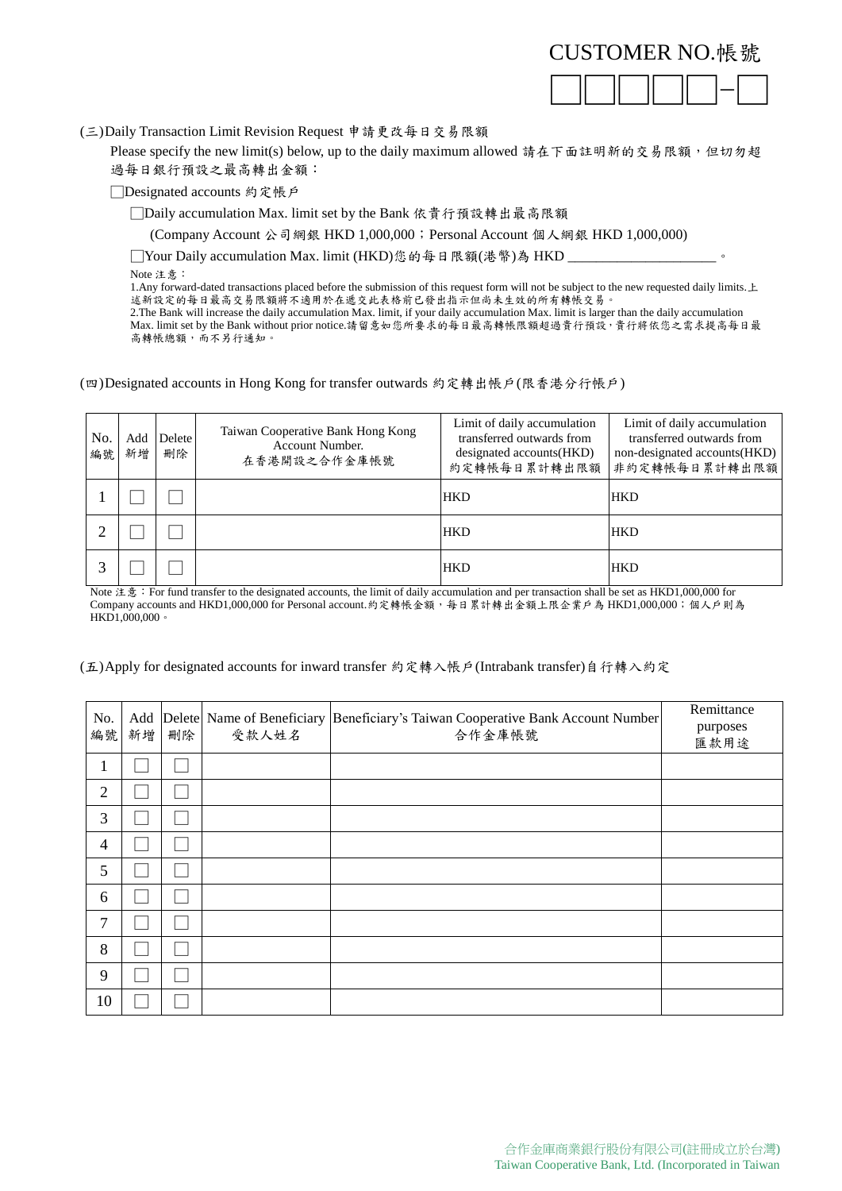CUSTOMER NO.帳號

☐☐☐☐☐－☐

(三)Daily Transaction Limit Revision Request 申請更改每日交易限額

Please specify the new limit(s) below, up to the daily maximum allowed 請在下面註明新的交易限額，但切勿超過每日銀行預設之最高轉出金額：

☐Designated accounts 約定帳戶

☐Daily accumulation Max. limit set by the Bank 依貴行預設轉出最高限額

(Company Account 公司網銀 HKD 1,000,000；Personal Account 個人網銀 HKD 1,000,000)

☐Your Daily accumulation Max. limit (HKD)您的每日限額(港幣)為 HKD ____________________。

Note 注意：

1.Any forward-dated transactions placed before the submission of this request form will not be subject to the new requested daily limits.上述新設定的每日最高交易限額將不適用於在遞交此表格前已發出指示但尚未生效的所有轉帳交易。

2.The Bank will increase the daily accumulation Max. limit, if your daily accumulation Max. limit is larger than the daily accumulation Max. limit set by the Bank without prior notice.請留意如您所要求的每日最高轉帳限額超過貴行預設，貴行將依您之需求提高每日最高轉帳總額，而不另行通知。

(四)Designated accounts in Hong Kong for transfer outwards 約定轉出帳戶(限香港分行帳戶)

| No. 編號 | Add 新增 | Delete 刪除 | Taiwan Cooperative Bank Hong Kong Account Number. 在香港開設之合作金庫帳號 | Limit of daily accumulation transferred outwards from designated accounts(HKD) 約定轉帳每日累計轉出限額 | Limit of daily accumulation transferred outwards from non-designated accounts(HKD) 非約定轉帳每日累計轉出限額 |
|---|---|---|---|---|---|
| 1 | ☐ | ☐ | | HKD | HKD |
| 2 | ☐ | ☐ | | HKD | HKD |
| 3 | ☐ | ☐ | | HKD | HKD |

Note 注意：For fund transfer to the designated accounts, the limit of daily accumulation and per transaction shall be set as HKD1,000,000 for Company accounts and HKD1,000,000 for Personal account.約定轉帳金額，每日累計轉出金額上限企業戶為 HKD1,000,000；個人戶則為 HKD1,000,000。

(五)Apply for designated accounts for inward transfer 約定轉入帳戶(Intrabank transfer)自行轉入約定

| No. 編號 | Add 新增 | Delete 刪除 | Name of Beneficiary 受款人姓名 | Beneficiary's Taiwan Cooperative Bank Account Number 合作金庫帳號 | Remittance purposes 匯款用途 |
|---|---|---|---|---|---|
| 1 | ☐ | ☐ | | | |
| 2 | ☐ | ☐ | | | |
| 3 | ☐ | ☐ | | | |
| 4 | ☐ | ☐ | | | |
| 5 | ☐ | ☐ | | | |
| 6 | ☐ | ☐ | | | |
| 7 | ☐ | ☐ | | | |
| 8 | ☐ | ☐ | | | |
| 9 | ☐ | ☐ | | | |
| 10 | ☐ | ☐ | | | |

合作金庫商業銀行股份有限公司(註冊成立於台灣)
Taiwan Cooperative Bank, Ltd. (Incorporated in Taiwan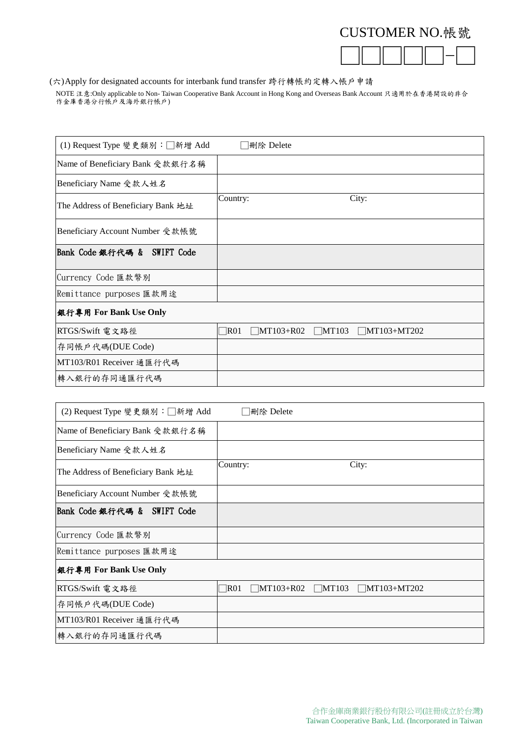CUSTOMER NO.帳號

☐☐☐☐☐–☐

(六)Apply for designated accounts for interbank fund transfer 跨行轉帳約定轉入帳戶申請

NOTE 注意:Only applicable to Non- Taiwan Cooperative Bank Account in Hong Kong and Overseas Bank Account 只適用於在香港開設的非合作金庫香港分行帳戶及海外銀行帳戶)

| (1) Request Type 變更類別：☐新增 Add | ☐刪除 Delete |
|---|---|
| Name of Beneficiary Bank 受款銀行名稱 | |
| Beneficiary Name 受款人姓名 | |
| The Address of Beneficiary Bank 地址 | Country: City: |
| Beneficiary Account Number 受款帳號 | |
| Bank Code 銀行代碼 & SWIFT Code | |
| Currency Code 匯款幣別 | |
| Remittance purposes 匯款用途 | |
| **銀行專用 For Bank Use Only** | |
| RTGS/Swift 電文路徑 | ☐R01 ☐MT103+R02 ☐MT103 ☐MT103+MT202 |
| 存同帳戶代碼(DUE Code) | |
| MT103/R01 Receiver 通匯行代碼 | |
| 轉入銀行的存同通匯行代碼 | |

| (2) Request Type 變更類別：☐新增 Add | ☐刪除 Delete |
|---|---|
| Name of Beneficiary Bank 受款銀行名稱 | |
| Beneficiary Name 受款人姓名 | |
| The Address of Beneficiary Bank 地址 | Country: City: |
| Beneficiary Account Number 受款帳號 | |
| Bank Code 銀行代碼 & SWIFT Code | |
| Currency Code 匯款幣別 | |
| Remittance purposes 匯款用途 | |
| **銀行專用 For Bank Use Only** | |
| RTGS/Swift 電文路徑 | ☐R01 ☐MT103+R02 ☐MT103 ☐MT103+MT202 |
| 存同帳戶代碼(DUE Code) | |
| MT103/R01 Receiver 通匯行代碼 | |
| 轉入銀行的存同通匯行代碼 | |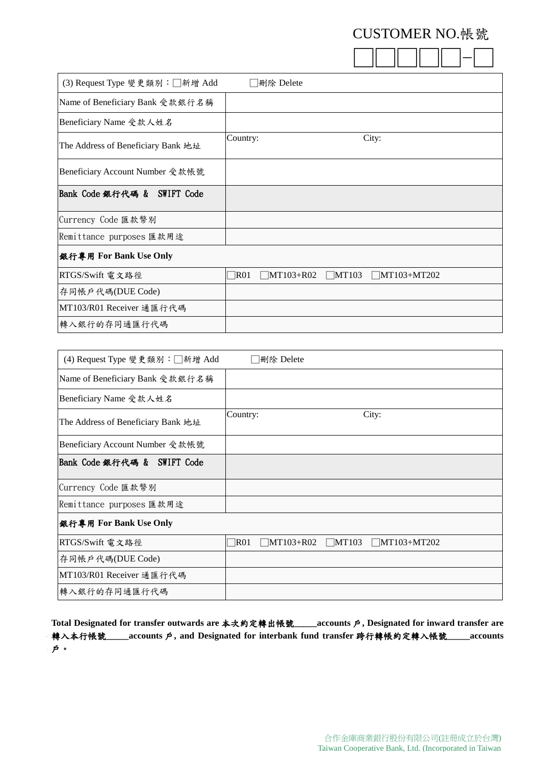CUSTOMER NO.帳號

☐☐☐☐☐−☐

| (3) Request Type 變更類別：☐新增 Add | ☐刪除 Delete |
|---|---|
| Name of Beneficiary Bank 受款銀行名稱 | |
| Beneficiary Name 受款人姓名 | |
| The Address of Beneficiary Bank 地址 | Country: City: |
| Beneficiary Account Number 受款帳號 | |
| Bank Code 銀行代碼 & SWIFT Code | |
| Currency Code 匯款幣別 | |
| Remittance purposes 匯款用途 | |
| **銀行專用 For Bank Use Only** | |
| RTGS/Swift 電文路徑 | ☐R01 ☐MT103+R02 ☐MT103 ☐MT103+MT202 |
| 存同帳戶代碼(DUE Code) | |
| MT103/R01 Receiver 通匯行代碼 | |
| 轉入銀行的存同通匯行代碼 | |

| (4) Request Type 變更類別：☐新增 Add | ☐刪除 Delete |
|---|---|
| Name of Beneficiary Bank 受款銀行名稱 | |
| Beneficiary Name 受款人姓名 | |
| The Address of Beneficiary Bank 地址 | Country: City: |
| Beneficiary Account Number 受款帳號 | |
| Bank Code 銀行代碼 & SWIFT Code | |
| Currency Code 匯款幣別 | |
| Remittance purposes 匯款用途 | |
| **銀行專用 For Bank Use Only** | |
| RTGS/Swift 電文路徑 | ☐R01 ☐MT103+R02 ☐MT103 ☐MT103+MT202 |
| 存同帳戶代碼(DUE Code) | |
| MT103/R01 Receiver 通匯行代碼 | |
| 轉入銀行的存同通匯行代碼 | |

**Total Designated for transfer outwards are 本次約定轉出帳號\_\_\_\_\_accounts 戶, Designated for inward transfer are 轉入本行帳號\_\_\_\_\_accounts 戶, and Designated for interbank fund transfer 跨行轉帳約定轉入帳號\_\_\_\_\_accounts 戶。**

合作金庫商業銀行股份有限公司(註冊成立於台灣)
Taiwan Cooperative Bank, Ltd. (Incorporated in Taiwan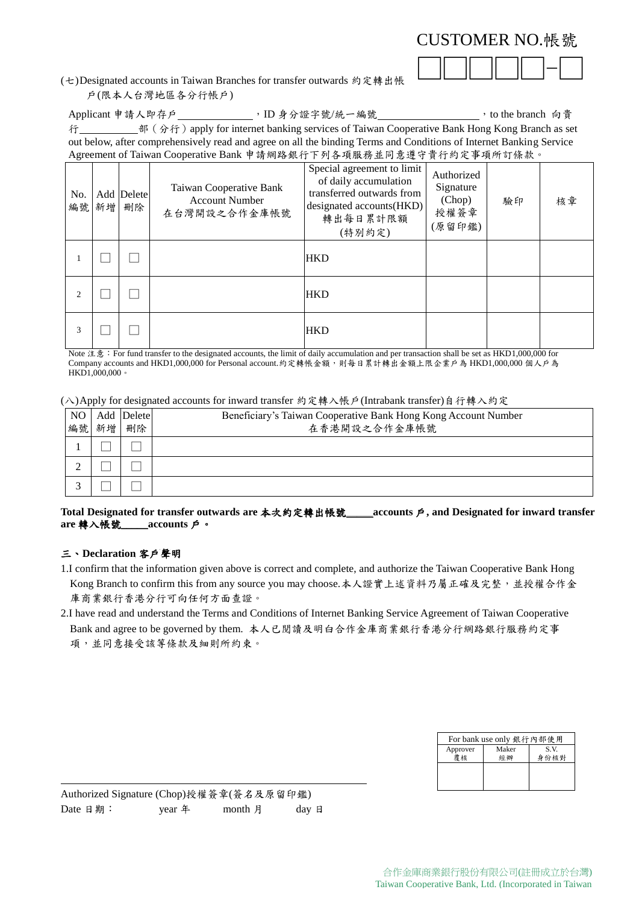CUSTOMER NO.帳號

| | | | | | | |
|---|---|---|---|---|---|---|
| | | | | | — | |

(七)Designated accounts in Taiwan Branches for transfer outwards 約定轉出帳戶(限本人台灣地區各分行帳戶)

Applicant 申請人即存戶______________，ID 身分證字號/統一編號___________________，to the branch 向貴行___________部（分行）apply for internet banking services of Taiwan Cooperative Bank Hong Kong Branch as set out below, after comprehensively read and agree on all the binding Terms and Conditions of Internet Banking Service Agreement of Taiwan Cooperative Bank 申請網路銀行下列各項服務並同意遵守貴行約定事項所訂條款。

| No. 編號 | Add 新增 | Delete 刪除 | Taiwan Cooperative Bank Account Number 在台灣開設之合作金庫帳號 | Special agreement to limit of daily accumulation transferred outwards from designated accounts(HKD) 轉出每日累計限額(特別約定) | Authorized Signature (Chop) 授權簽章(原留印鑑) | 驗印 | 核章 |
|---|---|---|---|---|---|---|---|
| 1 | ☐ | ☐ | | HKD | | | |
| 2 | ☐ | ☐ | | HKD | | | |
| 3 | ☐ | ☐ | | HKD | | | |

Note 注意：For fund transfer to the designated accounts, the limit of daily accumulation and per transaction shall be set as HKD1,000,000 for Company accounts and HKD1,000,000 for Personal account.約定轉帳金額，則每日累計轉出金額上限企業戶為 HKD1,000,000 個人戶為 HKD1,000,000。

(八)Apply for designated accounts for inward transfer 約定轉入帳戶(Intrabank transfer)自行轉入約定

| NO 編號 | Add 新增 | Delete 刪除 | Beneficiary's Taiwan Cooperative Bank Hong Kong Account Number 在香港開設之合作金庫帳號 |
|---|---|---|---|
| 1 | ☐ | ☐ | |
| 2 | ☐ | ☐ | |
| 3 | ☐ | ☐ | |

**Total Designated for transfer outwards are 本次約定轉出帳號_____accounts 戶, and Designated for inward transfer are 轉入帳號_____accounts 戶。**

**三、Declaration 客戶聲明**

1.I confirm that the information given above is correct and complete, and authorize the Taiwan Cooperative Bank Hong Kong Branch to confirm this from any source you may choose.本人證實上述資料乃屬正確及完整，並授權合作金庫商業銀行香港分行可向任何方面查證。

2.I have read and understand the Terms and Conditions of Internet Banking Service Agreement of Taiwan Cooperative Bank and agree to be governed by them. 本人已閱讀及明白合作金庫商業銀行香港分行網路銀行服務約定事項，並同意接受該等條款及細則所約束。

| For bank use only 銀行內部使用 | | |
|---|---|---|
| Approver 覆核 | Maker 經辦 | S.V. 身份核對 |
| | | |

_______________________________________________

Authorized Signature (Chop)授權簽章(簽名及原留印鑑)

Date 日期：　　　year 年　　　month 月　　　day 日

合作金庫商業銀行股份有限公司(註冊成立於台灣)
Taiwan Cooperative Bank, Ltd. (Incorporated in Taiwan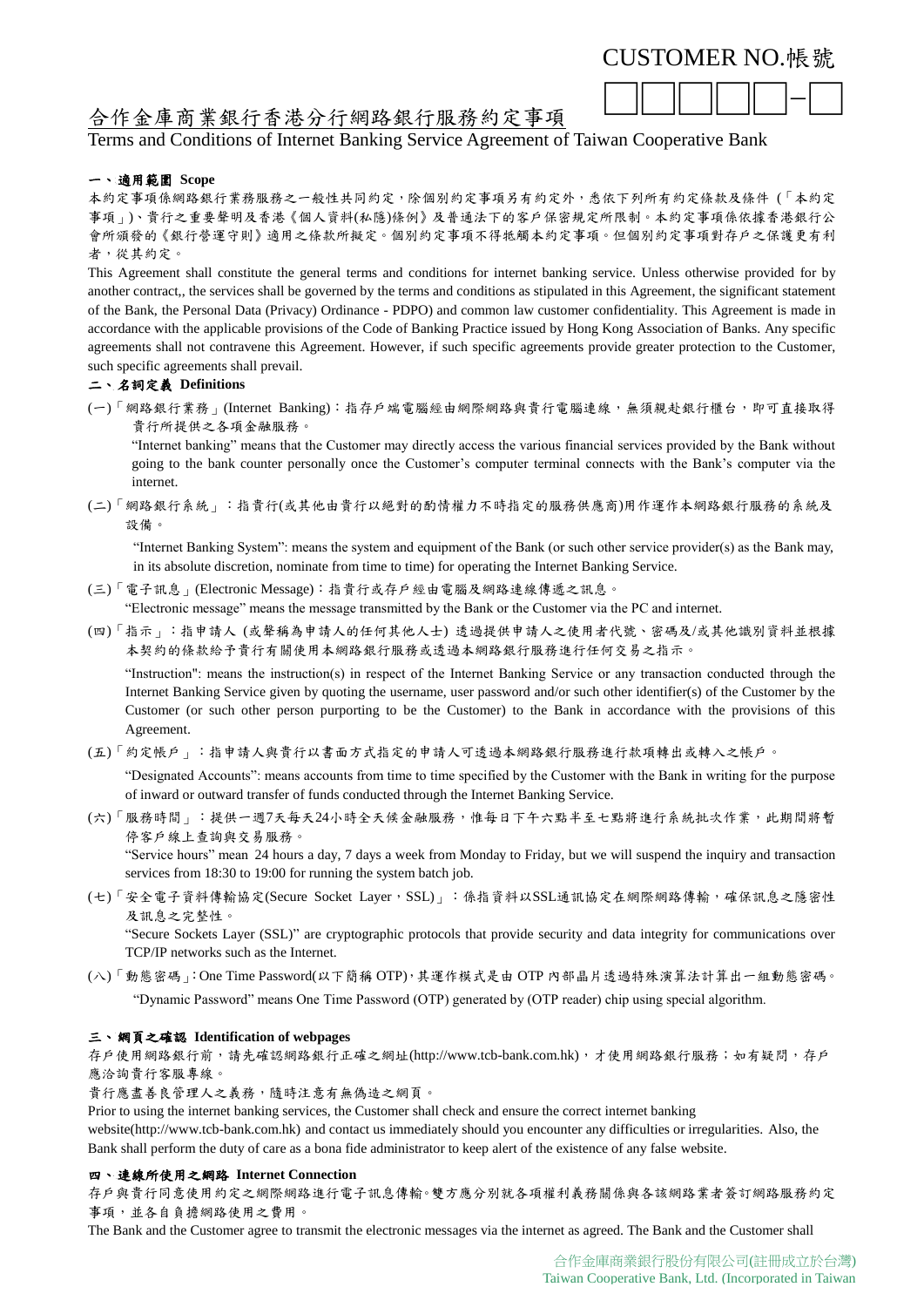CUSTOMER NO.帳號

□□□□□−□

# 合作金庫商業銀行香港分行網路銀行服務約定事項

Terms and Conditions of Internet Banking Service Agreement of Taiwan Cooperative Bank

## 一、適用範圍 Scope

本約定事項係網路銀行業務服務之一般性共同約定，除個別約定事項另有約定外，悉依下列所有約定條款及條件（「本約定事項」)、貴行之重要聲明及香港《個人資料(私隱)條例》及普通法下的客戶保密規定所限制。本約定事項係依據香港銀行公會所頒發的《銀行營運守則》適用之條款所擬定。個別約定事項不得牴觸本約定事項。但個別約定事項對存戶之保護更有利者，從其約定。

This Agreement shall constitute the general terms and conditions for internet banking service. Unless otherwise provided for by another contract,, the services shall be governed by the terms and conditions as stipulated in this Agreement, the significant statement of the Bank, the Personal Data (Privacy) Ordinance - PDPO) and common law customer confidentiality. This Agreement is made in accordance with the applicable provisions of the Code of Banking Practice issued by Hong Kong Association of Banks. Any specific agreements shall not contravene this Agreement. However, if such specific agreements provide greater protection to the Customer, such specific agreements shall prevail.

## 二、名詞定義 Definitions

(一)「網路銀行業務」(Internet Banking)：指存戶端電腦經由網際網路與貴行電腦連線，無須親赴銀行櫃台，即可直接取得貴行所提供之各項金融服務。

"Internet banking" means that the Customer may directly access the various financial services provided by the Bank without going to the bank counter personally once the Customer's computer terminal connects with the Bank's computer via the internet.

(二)「網路銀行系統」：指貴行(或其他由貴行以絕對的酌情權力不時指定的服務供應商)用作運作本網路銀行服務的系統及設備。

"Internet Banking System": means the system and equipment of the Bank (or such other service provider(s) as the Bank may, in its absolute discretion, nominate from time to time) for operating the Internet Banking Service.

(三)「電子訊息」(Electronic Message)：指貴行或存戶經由電腦及網路連線傳遞之訊息。

"Electronic message" means the message transmitted by the Bank or the Customer via the PC and internet.

(四)「指示」：指申請人 (或聲稱為申請人的任何其他人士) 透過提供申請人之使用者代號、密碼及/或其他識別資料並根據本契約的條款給予貴行有關使用本網路銀行服務或透過本網路銀行服務進行任何交易之指示。

"Instruction": means the instruction(s) in respect of the Internet Banking Service or any transaction conducted through the Internet Banking Service given by quoting the username, user password and/or such other identifier(s) of the Customer by the Customer (or such other person purporting to be the Customer) to the Bank in accordance with the provisions of this Agreement.

(五)「約定帳戶」：指申請人與貴行以書面方式指定的申請人可透過本網路銀行服務進行款項轉出或轉入之帳戶。

"Designated Accounts": means accounts from time to time specified by the Customer with the Bank in writing for the purpose of inward or outward transfer of funds conducted through the Internet Banking Service.

(六)「服務時間」：提供一週7天每天24小時全天候金融服務，惟每日下午六點半至七點將進行系統批次作業，此期間將暫停客戶線上查詢與交易服務。

"Service hours" mean 24 hours a day, 7 days a week from Monday to Friday, but we will suspend the inquiry and transaction services from 18:30 to 19:00 for running the system batch job.

(七)「安全電子資料傳輸協定(Secure Socket Layer，SSL)」：係指資料以SSL通訊協定在網際網路傳輸，確保訊息之隱密性及訊息之完整性。

"Secure Sockets Layer (SSL)" are cryptographic protocols that provide security and data integrity for communications over TCP/IP networks such as the Internet.

(八)「動態密碼」: One Time Password(以下簡稱 OTP)，其運作模式是由 OTP 內部晶片透過特殊演算法計算出一組動態密碼。

"Dynamic Password" means One Time Password (OTP) generated by (OTP reader) chip using special algorithm.

## 三、網頁之確認 Identification of webpages

存戶使用網路銀行前，請先確認網路銀行正確之網址(http://www.tcb-bank.com.hk)，才使用網路銀行服務；如有疑問，存戶應洽詢貴行客服專線。

貴行應盡善良管理人之義務，隨時注意有無偽造之網頁。

Prior to using the internet banking services, the Customer shall check and ensure the correct internet banking website(http://www.tcb-bank.com.hk) and contact us immediately should you encounter any difficulties or irregularities. Also, the Bank shall perform the duty of care as a bona fide administrator to keep alert of the existence of any false website.

## 四、連線所使用之網路 Internet Connection

存戶與貴行同意使用約定之網際網路進行電子訊息傳輸。雙方應分別就各項權利義務關係與各該網路業者簽訂網路服務約定事項，並各自負擔網路使用之費用。

The Bank and the Customer agree to transmit the electronic messages via the internet as agreed. The Bank and the Customer shall

合作金庫商業銀行股份有限公司(註冊成立於台灣)
Taiwan Cooperative Bank, Ltd. (Incorporated in Taiwan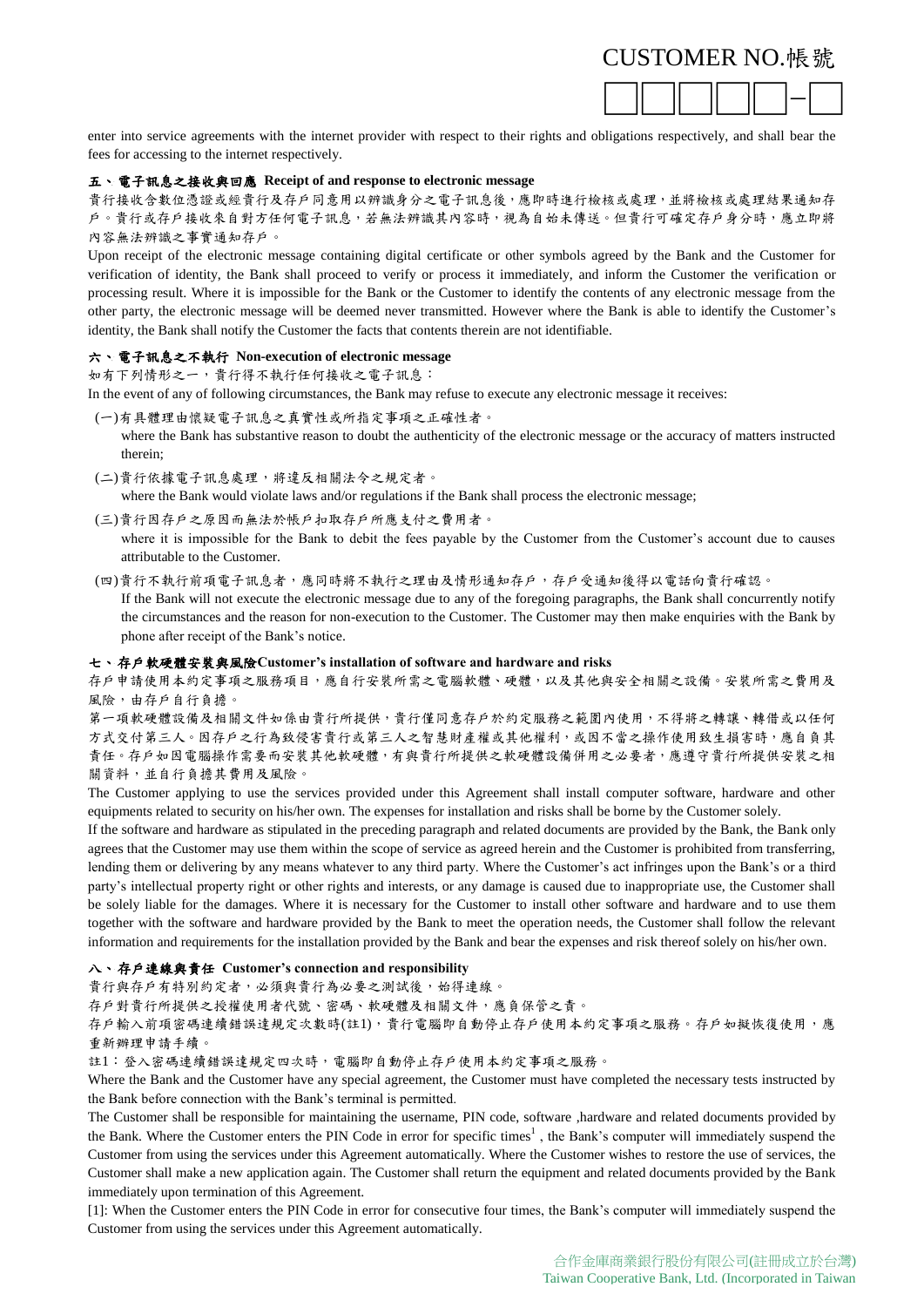enter into service agreements with the internet provider with respect to their rights and obligations respectively, and shall bear the fees for accessing to the internet respectively.

### 五、電子訊息之接收與回應 Receipt of and response to electronic message

貴行接收含數位憑證或經貴行及存戶同意用以辨識身分之電子訊息後，應即時進行檢核或處理，並將檢核或處理結果通知存戶。貴行或存戶接收來自對方任何電子訊息，若無法辨識其內容時，視為自始未傳送。但貴行可確定存戶身分時，應立即將內容無法辨識之事實通知存戶。

Upon receipt of the electronic message containing digital certificate or other symbols agreed by the Bank and the Customer for verification of identity, the Bank shall proceed to verify or process it immediately, and inform the Customer the verification or processing result. Where it is impossible for the Bank or the Customer to identify the contents of any electronic message from the other party, the electronic message will be deemed never transmitted. However where the Bank is able to identify the Customer's identity, the Bank shall notify the Customer the facts that contents therein are not identifiable.

### 六、電子訊息之不執行 Non-execution of electronic message

如有下列情形之一，貴行得不執行任何接收之電子訊息：

In the event of any of following circumstances, the Bank may refuse to execute any electronic message it receives:

(一)有具體理由懷疑電子訊息之真實性或所指定事項之正確性者。
where the Bank has substantive reason to doubt the authenticity of the electronic message or the accuracy of matters instructed therein;

(二)貴行依據電子訊息處理，將違反相關法令之規定者。
where the Bank would violate laws and/or regulations if the Bank shall process the electronic message;

(三)貴行因存戶之原因而無法於帳戶扣取存戶所應支付之費用者。
where it is impossible for the Bank to debit the fees payable by the Customer from the Customer's account due to causes attributable to the Customer.

(四)貴行不執行前項電子訊息者，應同時將不執行之理由及情形通知存戶，存戶受通知後得以電話向貴行確認。
If the Bank will not execute the electronic message due to any of the foregoing paragraphs, the Bank shall concurrently notify the circumstances and the reason for non-execution to the Customer. The Customer may then make enquiries with the Bank by phone after receipt of the Bank's notice.

### 七、存戶軟硬體安裝與風險 Customer's installation of software and hardware and risks

存戶申請使用本約定事項之服務項目，應自行安裝所需之電腦軟體、硬體，以及其他與安全相關之設備。安裝所需之費用及風險，由存戶自行負擔。

第一項軟硬體設備及相關文件如係由貴行所提供，貴行僅同意存戶於約定服務之範圍內使用，不得將之轉讓、轉借或以任何方式交付第三人。因存戶之行為致侵害貴行或第三人之智慧財產權或其他權利，或因不當之操作使用致生損害時，應自負其責任。存戶如因電腦操作需要而安裝其他軟硬體，有與貴行所提供之軟硬體設備併用之必要者，應遵守貴行所提供安裝之相關資料，並自行負擔其費用及風險。

The Customer applying to use the services provided under this Agreement shall install computer software, hardware and other equipments related to security on his/her own. The expenses for installation and risks shall be borne by the Customer solely.

If the software and hardware as stipulated in the preceding paragraph and related documents are provided by the Bank, the Bank only agrees that the Customer may use them within the scope of service as agreed herein and the Customer is prohibited from transferring, lending them or delivering by any means whatever to any third party. Where the Customer's act infringes upon the Bank's or a third party's intellectual property right or other rights and interests, or any damage is caused due to inappropriate use, the Customer shall be solely liable for the damages. Where it is necessary for the Customer to install other software and hardware and to use them together with the software and hardware provided by the Bank to meet the operation needs, the Customer shall follow the relevant information and requirements for the installation provided by the Bank and bear the expenses and risk thereof solely on his/her own.

### 八、存戶連線與責任 Customer's connection and responsibility

貴行與存戶有特別約定者，必須與貴行為必要之測試後，始得連線。

存戶對貴行所提供之授權使用者代號、密碼、軟硬體及相關文件，應負保管之責。

存戶輸入前項密碼連續錯誤達規定次數時(註1)，貴行電腦即自動停止存戶使用本約定事項之服務。存戶如擬恢復使用，應重新辦理申請手續。

註1：登入密碼連續錯誤達規定四次時，電腦即自動停止存戶使用本約定事項之服務。

Where the Bank and the Customer have any special agreement, the Customer must have completed the necessary tests instructed by the Bank before connection with the Bank's terminal is permitted.

The Customer shall be responsible for maintaining the username, PIN code, software ,hardware and related documents provided by the Bank. Where the Customer enters the PIN Code in error for specific times[1], the Bank's computer will immediately suspend the Customer from using the services under this Agreement automatically. Where the Customer wishes to restore the use of services, the Customer shall make a new application again. The Customer shall return the equipment and related documents provided by the Bank immediately upon termination of this Agreement.

[1]: When the Customer enters the PIN Code in error for consecutive four times, the Bank's computer will immediately suspend the Customer from using the services under this Agreement automatically.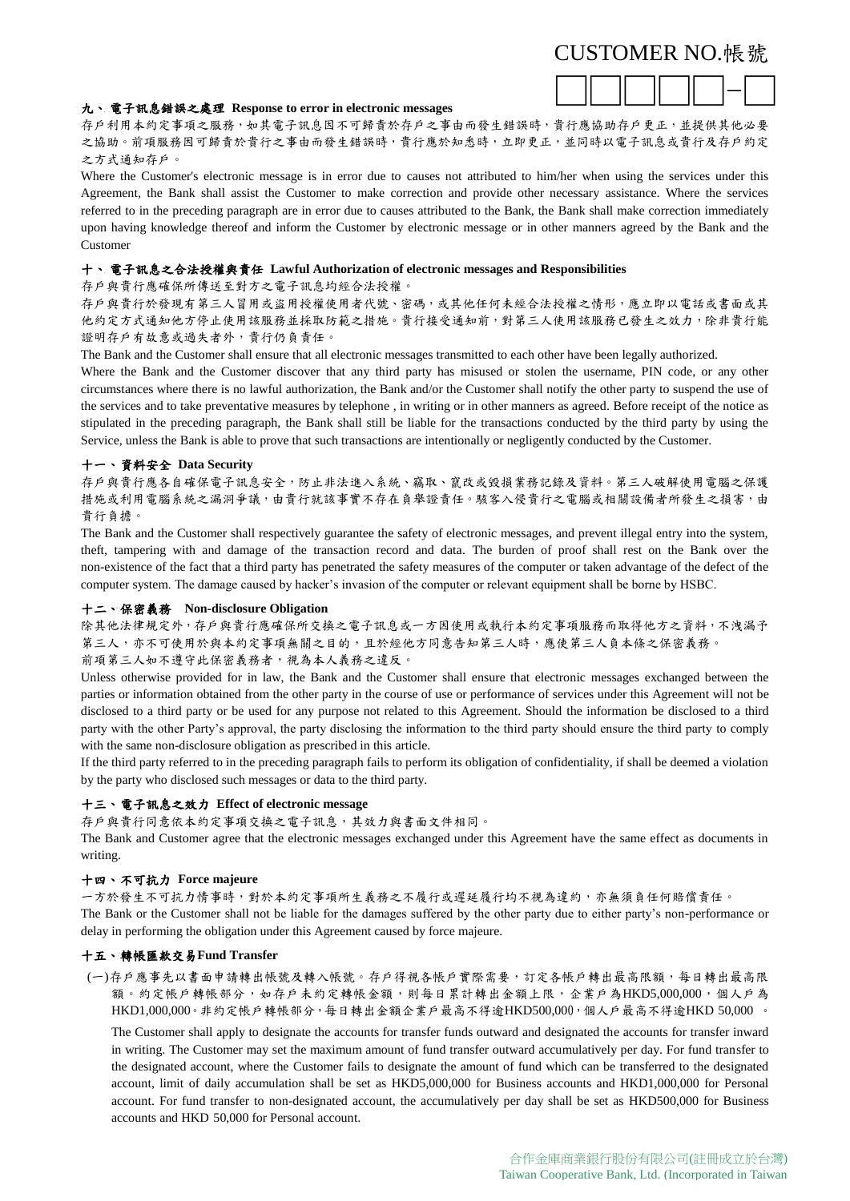CUSTOMER NO.帳號

☐☐☐☐☐－☐

## 九、電子訊息錯誤之處理 Response to error in electronic messages

存戶利用本約定事項之服務，如其電子訊息因不可歸責於存戶之事由而發生錯誤時，貴行應協助存戶更正，並提供其他必要之協助。前項服務因可歸責於貴行之事由而發生錯誤時，貴行應於知悉時，立即更正，並同時以電子訊息或貴行及存戶約定之方式通知存戶。

Where the Customer's electronic message is in error due to causes not attributed to him/her when using the services under this Agreement, the Bank shall assist the Customer to make correction and provide other necessary assistance. Where the services referred to in the preceding paragraph are in error due to causes attributed to the Bank, the Bank shall make correction immediately upon having knowledge thereof and inform the Customer by electronic message or in other manners agreed by the Bank and the Customer

## 十、電子訊息之合法授權與責任 Lawful Authorization of electronic messages and Responsibilities

存戶與貴行應確保所傳送至對方之電子訊息均經合法授權。

存戶與貴行於發現有第三人冒用或盜用授權使用者代號、密碼，或其他任何未經合法授權之情形，應立即以電話或書面或其他約定方式通知他方停止使用該服務並採取防範之措施。貴行接受通知前，對第三人使用該服務已發生之效力，除非貴行能證明存戶有故意或過失者外，貴行仍負責任。

The Bank and the Customer shall ensure that all electronic messages transmitted to each other have been legally authorized.

Where the Bank and the Customer discover that any third party has misused or stolen the username, PIN code, or any other circumstances where there is no lawful authorization, the Bank and/or the Customer shall notify the other party to suspend the use of the services and to take preventative measures by telephone , in writing or in other manners as agreed. Before receipt of the notice as stipulated in the preceding paragraph, the Bank shall still be liable for the transactions conducted by the third party by using the Service, unless the Bank is able to prove that such transactions are intentionally or negligently conducted by the Customer.

## 十一、資料安全 Data Security

存戶與貴行應各自確保電子訊息安全，防止非法進入系統、竊取、竄改或毀損業務記錄及資料。第三人破解使用電腦之保護措施或利用電腦系統之漏洞爭議，由貴行就該事實不存在負舉證責任。駭客入侵貴行之電腦或相關設備者所發生之損害，由貴行負擔。

The Bank and the Customer shall respectively guarantee the safety of electronic messages, and prevent illegal entry into the system, theft, tampering with and damage of the transaction record and data. The burden of proof shall rest on the Bank over the non-existence of the fact that a third party has penetrated the safety measures of the computer or taken advantage of the defect of the computer system. The damage caused by hacker's invasion of the computer or relevant equipment shall be borne by HSBC.

## 十二、保密義務 Non-disclosure Obligation

除其他法律規定外，存戶與貴行應確保所交換之電子訊息或一方因使用或執行本約定事項服務而取得他方之資料，不洩漏予第三人，亦不可使用於與本約定事項無關之目的，且於經他方同意告知第三人時，應使第三人負本條之保密義務。

前項第三人如不遵守此保密義務者，視為本人義務之違反。

Unless otherwise provided for in law, the Bank and the Customer shall ensure that electronic messages exchanged between the parties or information obtained from the other party in the course of use or performance of services under this Agreement will not be disclosed to a third party or be used for any purpose not related to this Agreement. Should the information be disclosed to a third party with the other Party's approval, the party disclosing the information to the third party should ensure the third party to comply with the same non-disclosure obligation as prescribed in this article.

If the third party referred to in the preceding paragraph fails to perform its obligation of confidentiality, if shall be deemed a violation by the party who disclosed such messages or data to the third party.

## 十三、電子訊息之效力 Effect of electronic message

存戶與貴行同意依本約定事項交換之電子訊息，其效力與書面文件相同。

The Bank and Customer agree that the electronic messages exchanged under this Agreement have the same effect as documents in writing.

## 十四、不可抗力 Force majeure

一方於發生不可抗力情事時，對於本約定事項所生義務之不履行或遲延履行均不視為違約，亦無須負任何賠償責任。

The Bank or the Customer shall not be liable for the damages suffered by the other party due to either party's non-performance or delay in performing the obligation under this Agreement caused by force majeure.

## 十五、轉帳匯款交易Fund Transfer

(一)存戶應事先以書面申請轉出帳號及轉入帳號。存戶得視各帳戶實際需要，訂定各帳戶轉出最高限額，每日轉出最高限額。約定帳戶轉帳部分，如存戶未約定轉帳金額，則每日累計轉出金額上限，企業戶為HKD5,000,000，個人戶為HKD1,000,000。非約定帳戶轉帳部分，每日轉出金額企業戶最高不得逾HKD500,000，個人戶最高不得逾HKD 50,000 。

The Customer shall apply to designate the accounts for transfer funds outward and designated the accounts for transfer inward in writing. The Customer may set the maximum amount of fund transfer outward accumulatively per day. For fund transfer to the designated account, where the Customer fails to designate the amount of fund which can be transferred to the designated account, limit of daily accumulation shall be set as HKD5,000,000 for Business accounts and HKD1,000,000 for Personal account. For fund transfer to non-designated account, the accumulatively per day shall be set as HKD500,000 for Business accounts and HKD 50,000 for Personal account.

合作金庫商業銀行股份有限公司(註冊成立於台灣)
Taiwan Cooperative Bank, Ltd. (Incorporated in Taiwan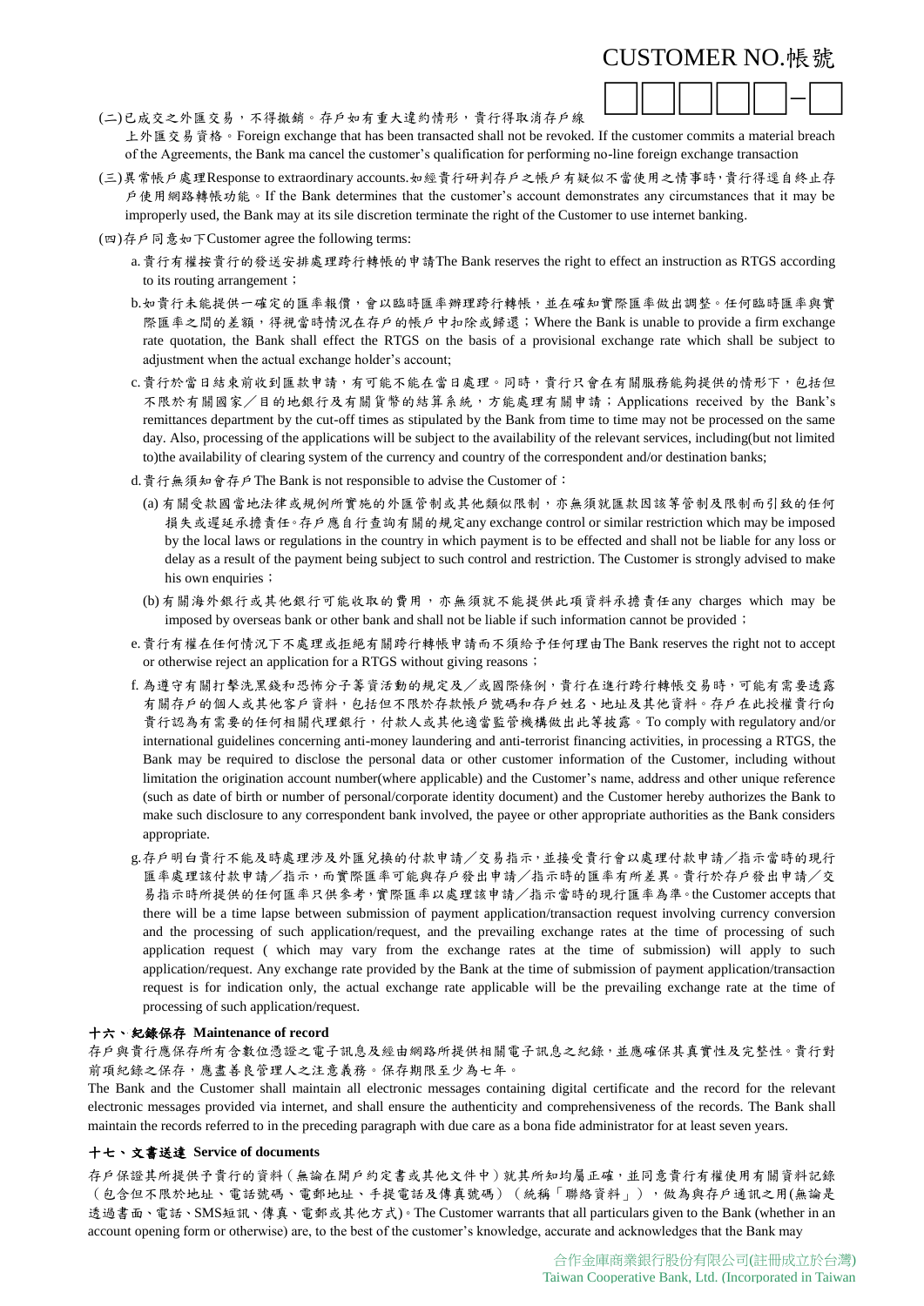CUSTOMER NO.帳號

(二)已成交之外匯交易，不得撤銷。存戶如有重大違約情形，貴行得取消存戶線上外匯交易資格。Foreign exchange that has been transacted shall not be revoked. If the customer commits a material breach of the Agreements, the Bank ma cancel the customer's qualification for performing no-line foreign exchange transaction

(三)異常帳戶處理Response to extraordinary accounts.如經貴行研判存戶之帳戶有疑似不當使用之情事時，貴行得逕自終止存戶使用網路轉帳功能。If the Bank determines that the customer's account demonstrates any circumstances that it may be improperly used, the Bank may at its sile discretion terminate the right of the Customer to use internet banking.

(四)存戶同意如下Customer agree the following terms:

a. 貴行有權按貴行的發送安排處理跨行轉帳的申請The Bank reserves the right to effect an instruction as RTGS according to its routing arrangement；

b.如貴行未能提供一確定的匯率報價，會以臨時匯率辦理跨行轉帳，並在確知實際匯率做出調整。任何臨時匯率與實際匯率之間的差額，得視當時情況在存戶的帳戶中扣除或歸還；Where the Bank is unable to provide a firm exchange rate quotation, the Bank shall effect the RTGS on the basis of a provisional exchange rate which shall be subject to adjustment when the actual exchange holder's account;

c. 貴行於當日結束前收到匯款申請，有可能不能在當日處理。同時，貴行只會在有關服務能夠提供的情形下，包括但不限於有關國家／目的地銀行及有關貨幣的結算系統，方能處理有關申請；Applications received by the Bank's remittances department by the cut-off times as stipulated by the Bank from time to time may not be processed on the same day. Also, processing of the applications will be subject to the availability of the relevant services, including(but not limited to)the availability of clearing system of the currency and country of the correspondent and/or destination banks;

d. 貴行無須知會存戶The Bank is not responsible to advise the Customer of：

(a) 有關受款國當地法律或規例所實施的外匯管制或其他類似限制，亦無須就匯款因該等管制及限制而引致的任何損失或遲延承擔責任。存戶應自行查詢有關的規定any exchange control or similar restriction which may be imposed by the local laws or regulations in the country in which payment is to be effected and shall not be liable for any loss or delay as a result of the payment being subject to such control and restriction. The Customer is strongly advised to make his own enquiries；

(b) 有關海外銀行或其他銀行可能收取的費用，亦無須就不能提供此項資料承擔責任any charges which may be imposed by overseas bank or other bank and shall not be liable if such information cannot be provided；

e. 貴行有權在任何情況下不處理或拒絕有關跨行轉帳申請而不須給予任何理由The Bank reserves the right not to accept or otherwise reject an application for a RTGS without giving reasons；

f. 為遵守有關打擊洗黑錢和恐怖分子籌資活動的規定及／或國際條例，貴行在進行跨行轉帳交易時，可能有需要透露有關存戶的個人或其他客戶資料，包括但不限於存款帳戶號碼和存戶姓名、地址及其他資料。存戶在此授權貴行向貴行認為有需要的任何相關代理銀行，付款人或其他適當監管機構做出此等披露。To comply with regulatory and/or international guidelines concerning anti-money laundering and anti-terrorist financing activities, in processing a RTGS, the Bank may be required to disclose the personal data or other customer information of the Customer, including without limitation the origination account number(where applicable) and the Customer's name, address and other unique reference (such as date of birth or number of personal/corporate identity document) and the Customer hereby authorizes the Bank to make such disclosure to any correspondent bank involved, the payee or other appropriate authorities as the Bank considers appropriate.

g. 存戶明白貴行不能及時處理涉及外匯兌換的付款申請／交易指示，並接受貴行會以處理付款申請／指示當時的現行匯率處理該付款申請／指示，而實際匯率可能與存戶發出申請／指示時的匯率有所差異。貴行於存戶發出申請／交易指示時所提供的任何匯率只供參考，實際匯率以處理該申請／指示當時的現行匯率為準。the Customer accepts that there will be a time lapse between submission of payment application/transaction request involving currency conversion and the processing of such application/request, and the prevailing exchange rates at the time of processing of such application request ( which may vary from the exchange rates at the time of submission) will apply to such application/request. Any exchange rate provided by the Bank at the time of submission of payment application/transaction request is for indication only, the actual exchange rate applicable will be the prevailing exchange rate at the time of processing of such application/request.

**十六、紀錄保存 Maintenance of record**

存戶與貴行應保存所有含數位憑證之電子訊息及經由網路所提供相關電子訊息之紀錄，並應確保其真實性及完整性。貴行對前項紀錄之保存，應盡善良管理人之注意義務。保存期限至少為七年。

The Bank and the Customer shall maintain all electronic messages containing digital certificate and the record for the relevant electronic messages provided via internet, and shall ensure the authenticity and comprehensiveness of the records. The Bank shall maintain the records referred to in the preceding paragraph with due care as a bona fide administrator for at least seven years.

**十七、文書送達 Service of documents**

存戶保證其所提供予貴行的資料（無論在開戶約定書或其他文件中）就其所知均屬正確，並同意貴行有權使用有關資料記錄（包含但不限於地址、電話號碼、電郵地址、手提電話及傳真號碼）（統稱「聯絡資料」），做為與存戶通訊之用(無論是透過書面、電話、SMS短訊、傳真、電郵或其他方式)。The Customer warrants that all particulars given to the Bank (whether in an account opening form or otherwise) are, to the best of the customer's knowledge, accurate and acknowledges that the Bank may

合作金庫商業銀行股份有限公司(註冊成立於台灣)
Taiwan Cooperative Bank, Ltd. (Incorporated in Taiwan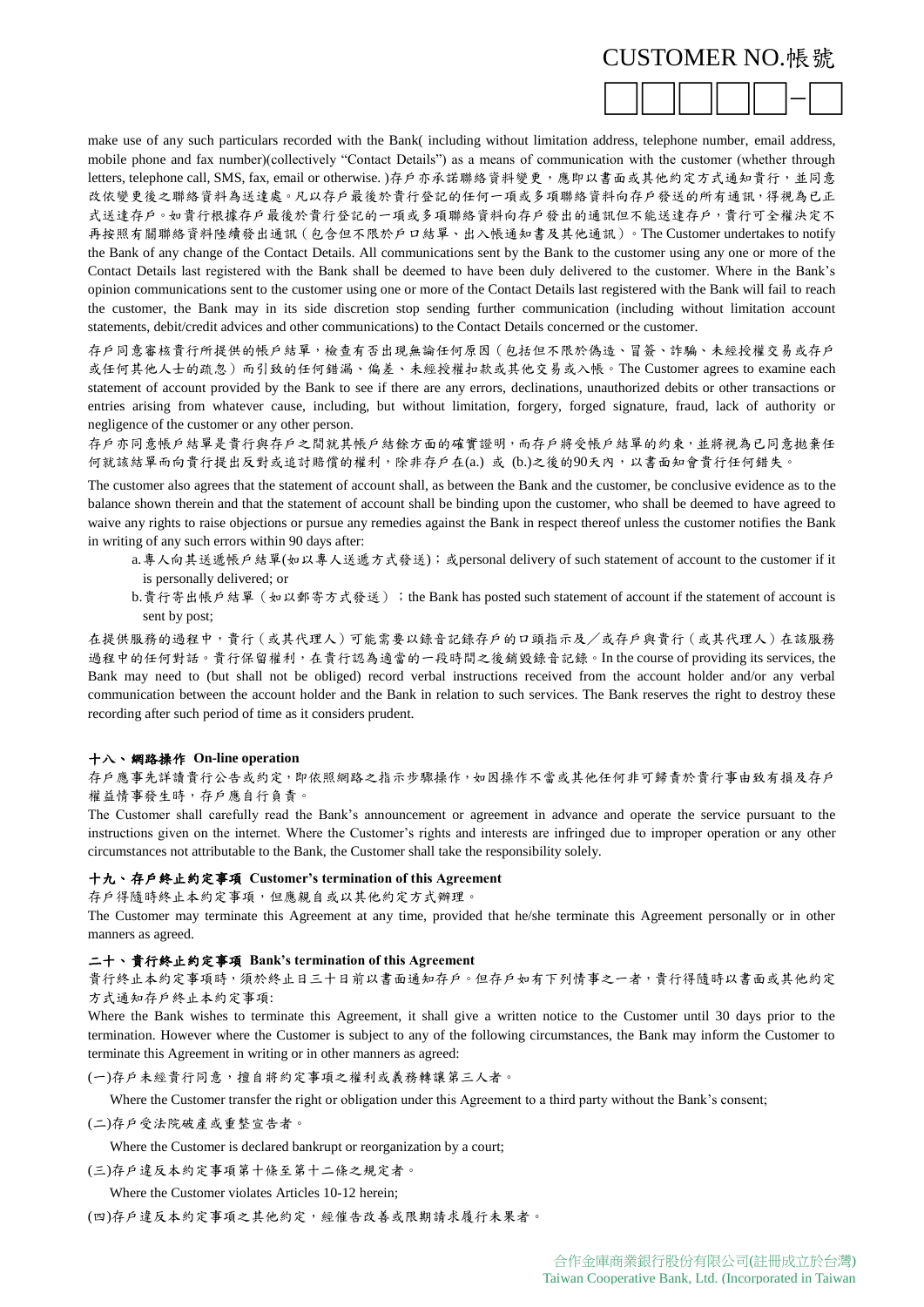CUSTOMER NO.帳號

make use of any such particulars recorded with the Bank( including without limitation address, telephone number, email address, mobile phone and fax number)(collectively "Contact Details") as a means of communication with the customer (whether through letters, telephone call, SMS, fax, email or otherwise. )存戶亦承諾聯絡資料變更，應即以書面或其他約定方式通知貴行，並同意改依變更後之聯絡資料為送達處。凡以存戶最後於貴行登記的任何一項或多項聯絡資料向存戶發送的所有通訊，得視為已正式送達存戶。如貴行根據存戶最後於貴行登記的一項或多項聯絡資料向存戶發出的通訊但不能送達存戶，貴行可全權決定不再按照有關聯絡資料陸續發出通訊（包含但不限於戶口結單、出入帳通知書及其他通訊）。The Customer undertakes to notify the Bank of any change of the Contact Details. All communications sent by the Bank to the customer using any one or more of the Contact Details last registered with the Bank shall be deemed to have been duly delivered to the customer. Where in the Bank's opinion communications sent to the customer using one or more of the Contact Details last registered with the Bank will fail to reach the customer, the Bank may in its side discretion stop sending further communication (including without limitation account statements, debit/credit advices and other communications) to the Contact Details concerned or the customer.

存戶同意審核貴行所提供的帳戶結單，檢查有否出現無論任何原因（包括但不限於偽造、冒簽、詐騙、未經授權交易或存戶或任何其他人士的疏忽）而引致的任何錯漏、偏差、未經授權扣款或其他交易或入帳。The Customer agrees to examine each statement of account provided by the Bank to see if there are any errors, declinations, unauthorized debits or other transactions or entries arising from whatever cause, including, but without limitation, forgery, forged signature, fraud, lack of authority or negligence of the customer or any other person.

存戶亦同意帳戶結單是貴行與存戶之間就其帳戶結餘方面的確實證明，而存戶將受帳戶結單的約束，並將視為已同意拋棄任何就該結單而向貴行提出反對或追討賠償的權利，除非存戶在(a.) 或 (b.)之後的90天內，以書面知會貴行任何錯失。

The customer also agrees that the statement of account shall, as between the Bank and the customer, be conclusive evidence as to the balance shown therein and that the statement of account shall be binding upon the customer, who shall be deemed to have agreed to waive any rights to raise objections or pursue any remedies against the Bank in respect thereof unless the customer notifies the Bank in writing of any such errors within 90 days after:

a. 專人向其送遞帳戶結單(如以專人送遞方式發送)；或personal delivery of such statement of account to the customer if it is personally delivered; or

b. 貴行寄出帳戶結單（如以郵寄方式發送）；the Bank has posted such statement of account if the statement of account is sent by post;

在提供服務的過程中，貴行（或其代理人）可能需要以錄音記錄存戶的口頭指示及／或存戶與貴行（或其代理人）在該服務過程中的任何對話。貴行保留權利，在貴行認為適當的一段時間之後銷毀錄音記錄。In the course of providing its services, the Bank may need to (but shall not be obliged) record verbal instructions received from the account holder and/or any verbal communication between the account holder and the Bank in relation to such services. The Bank reserves the right to destroy these recording after such period of time as it considers prudent.

**十八、網路操作 On-line operation**

存戶應事先詳讀貴行公告或約定，即依照網路之指示步驟操作，如因操作不當或其他任何非可歸責於貴行事由致有損及存戶權益情事發生時，存戶應自行負責。

The Customer shall carefully read the Bank's announcement or agreement in advance and operate the service pursuant to the instructions given on the internet. Where the Customer's rights and interests are infringed due to improper operation or any other circumstances not attributable to the Bank, the Customer shall take the responsibility solely.

**十九、存戶終止約定事項 Customer's termination of this Agreement**

存戶得隨時終止本約定事項，但應親自或以其他約定方式辦理。

The Customer may terminate this Agreement at any time, provided that he/she terminate this Agreement personally or in other manners as agreed.

**二十、貴行終止約定事項 Bank's termination of this Agreement**

貴行終止本約定事項時，須於終止日三十日前以書面通知存戶。但存戶如有下列情事之一者，貴行得隨時以書面或其他約定方式通知存戶終止本約定事項:

Where the Bank wishes to terminate this Agreement, it shall give a written notice to the Customer until 30 days prior to the termination. However where the Customer is subject to any of the following circumstances, the Bank may inform the Customer to terminate this Agreement in writing or in other manners as agreed:

(一)存戶未經貴行同意，擅自將約定事項之權利或義務轉讓第三人者。

Where the Customer transfer the right or obligation under this Agreement to a third party without the Bank's consent;

(二)存戶受法院破產或重整宣告者。

Where the Customer is declared bankrupt or reorganization by a court;

(三)存戶違反本約定事項第十條至第十二條之規定者。

Where the Customer violates Articles 10-12 herein;

(四)存戶違反本約定事項之其他約定，經催告改善或限期請求履行未果者。

合作金庫商業銀行股份有限公司(註冊成立於台灣)
Taiwan Cooperative Bank, Ltd. (Incorporated in Taiwan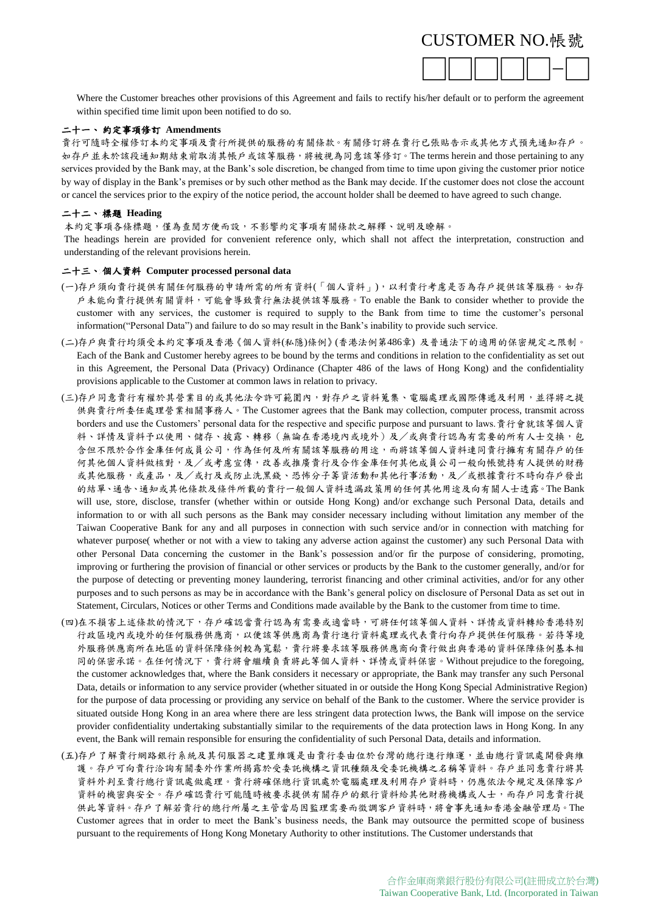CUSTOMER NO.帳號

Where the Customer breaches other provisions of this Agreement and fails to rectify his/her default or to perform the agreement within specified time limit upon been notified to do so.

**二十一、 約定事項修訂 Amendments**

貴行可隨時全權修訂本約定事項及貴行所提供的服務的有關條款。有關修訂將在貴行已張貼告示或其他方式預先通知存戶。如存戶並未於該段通知期結束前取消其帳戶或該等服務，將被視為同意該等修訂。The terms herein and those pertaining to any services provided by the Bank may, at the Bank's sole discretion, be changed from time to time upon giving the customer prior notice by way of display in the Bank's premises or by such other method as the Bank may decide. If the customer does not close the account or cancel the services prior to the expiry of the notice period, the account holder shall be deemed to have agreed to such change.

**二十二、 標題 Heading**

本約定事項各條標題，僅為查閱方便而設，不影響約定事項有關條款之解釋、說明及瞭解。

The headings herein are provided for convenient reference only, which shall not affect the interpretation, construction and understanding of the relevant provisions herein.

**二十三、 個人資料 Computer processed personal data**

(一)存戶須向貴行提供有關任何服務的申請所需的所有資料(「個人資料」)，以利貴行考慮是否為存戶提供該等服務。如存戶未能向貴行提供有關資料，可能會導致貴行無法提供該等服務。To enable the Bank to consider whether to provide the customer with any services, the customer is required to supply to the Bank from time to time the customer's personal information("Personal Data") and failure to do so may result in the Bank's inability to provide such service.

(二)存戶與貴行均須受本約定事項及香港《個人資料(私隱)條例》(香港法例第486章) 及普通法下的適用的保密規定之限制。Each of the Bank and Customer hereby agrees to be bound by the terms and conditions in relation to the confidentiality as set out in this Agreement, the Personal Data (Privacy) Ordinance (Chapter 486 of the laws of Hong Kong) and the confidentiality provisions applicable to the Customer at common laws in relation to privacy.

(三)存戶同意貴行有權於其營業目的或其他法令許可範圍內，對存戶之資料蒐集、電腦處理或國際傳遞及利用，並得將之提供與貴行所委任處理營業相關事務人。The Customer agrees that the Bank may collection, computer process, transmit across borders and use the Customers' personal data for the respective and specific purpose and pursuant to laws.貴行會就該等個人資料、詳情及資料予以使用、儲存、披露、轉移（無論在香港境內或境外）及／或與貴行認為有需要的所有人士交換，包含但不限於合作金庫任何成員公司，作為任何及所有關該等服務的用途，而將該等個人資料連同貴行擁有有關存戶的任何其他個人資料做核對，及／或考慮宣傳，改善或推廣貴行及合作金庫任何其他成員公司一般向帳號持有人提供的財務或其他服務，或產品，及／或打及或防止洗黑錢、恐怖分子籌資活動和其他行事活動，及／或根據貴行不時向存戶發出的結單、通告、通知或其他條款及條件所載的貴行一般個人資料透漏政策用的任何其他用途及向有關人士透露。The Bank will use, store, disclose, transfer (whether within or outside Hong Kong) and/or exchange such Personal Data, details and information to or with all such persons as the Bank may consider necessary including without limitation any member of the Taiwan Cooperative Bank for any and all purposes in connection with such service and/or in connection with matching for whatever purpose( whether or not with a view to taking any adverse action against the customer) any such Personal Data with other Personal Data concerning the customer in the Bank's possession and/or fir the purpose of considering, promoting, improving or furthering the provision of financial or other services or products by the Bank to the customer generally, and/or for the purpose of detecting or preventing money laundering, terrorist financing and other criminal activities, and/or for any other purposes and to such persons as may be in accordance with the Bank's general policy on disclosure of Personal Data as set out in Statement, Circulars, Notices or other Terms and Conditions made available by the Bank to the customer from time to time.

(四)在不損害上述條款的情況下，存戶確認當貴行認為有需要或適當時，可將任何該等個人資料、詳情或資料轉給香港特別行政區境內或境外的任何服務供應商，以便該等供應商為貴行進行資料處理或代表貴行向存戶提供任何服務。若待等境外服務供應商所在地區的資料保障條例較為寬鬆，貴行將要求該等服務供應商向貴行做出與香港的資料保障條例基本相同的保密承諾。在任何情況下，貴行將會繼續負責將此等個人資料、詳情或資料保密。Without prejudice to the foregoing, the customer acknowledges that, where the Bank considers it necessary or appropriate, the Bank may transfer any such Personal Data, details or information to any service provider (whether situated in or outside the Hong Kong Special Administrative Region) for the purpose of data processing or providing any service on behalf of the Bank to the customer. Where the service provider is situated outside Hong Kong in an area where there are less stringent data protection lwws, the Bank will impose on the service provider confidentiality undertaking substantially similar to the requirements of the data protection laws in Hong Kong. In any event, the Bank will remain responsible for ensuring the confidentiality of such Personal Data, details and information.

(五)存戶了解貴行網路銀行系統及其伺服器之建置維護是由貴行委由位於台灣的總行進行維運，並由總行資訊處開發與維護。存戶可向貴行洽詢有關委外作業所揭露於受委託機構之資訊種類及受委託機構之名稱等資料。存戶並同意貴行將其資料外判至貴行總行資訊處做處理。貴行將確保總行資訊處於電腦處理及利用存戶資料時，仍應依法令規定及保障客戶資料的機密與安全。存戶確認貴行可能隨時被要求提供有關存戶的銀行資料給其他財務機構或人士，而存戶同意貴行提供此等資料。存戶了解若貴行的總行所屬之主管當局因監理需要而徵調客戶資料時，將會事先通知香港金融管理局。The Customer agrees that in order to meet the Bank's business needs, the Bank may outsource the permitted scope of business pursuant to the requirements of Hong Kong Monetary Authority to other institutions. The Customer understands that

合作金庫商業銀行股份有限公司(註冊成立於台灣)
Taiwan Cooperative Bank, Ltd. (Incorporated in Taiwan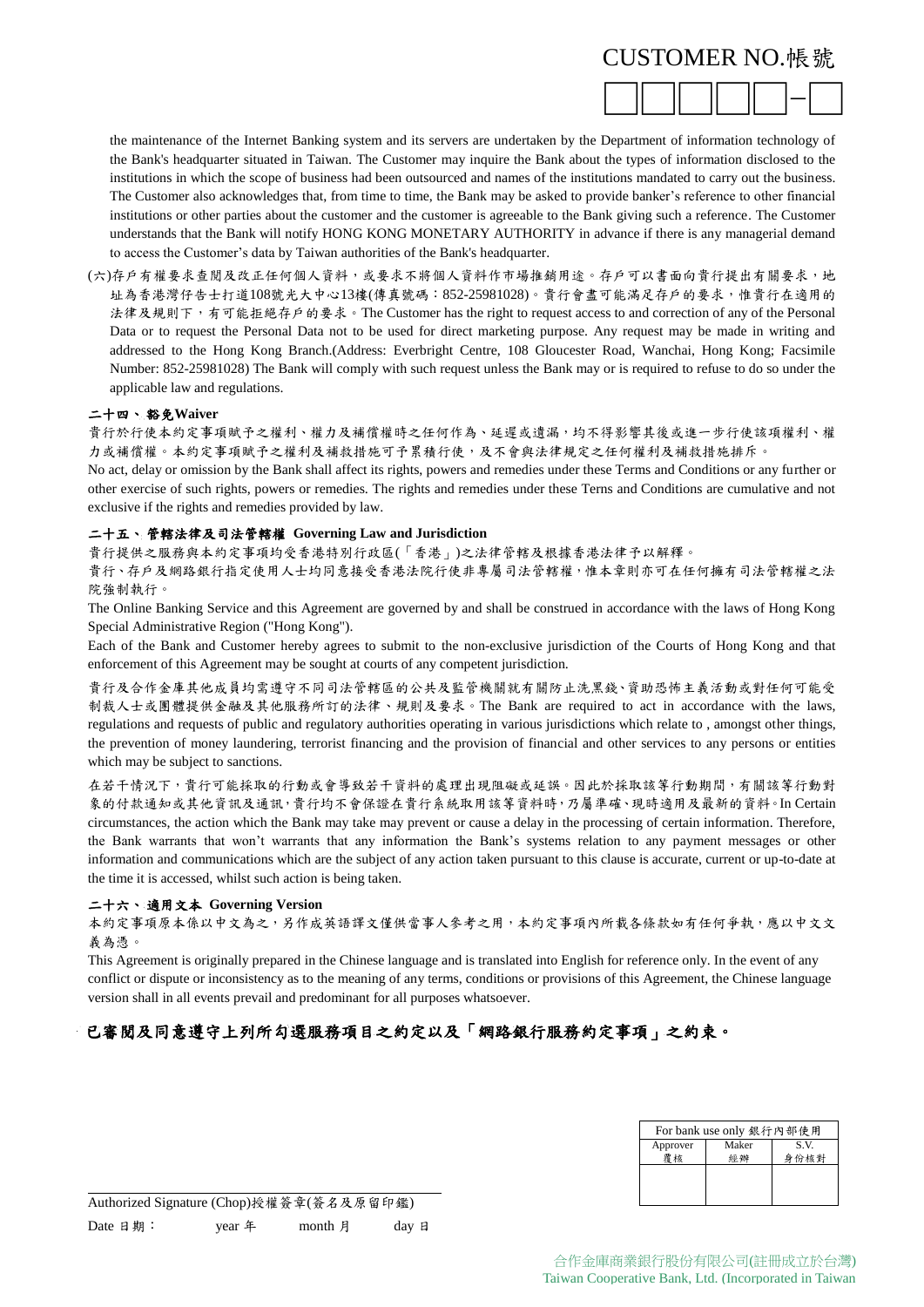CUSTOMER NO.帳號

□□□□□-□

the maintenance of the Internet Banking system and its servers are undertaken by the Department of information technology of the Bank's headquarter situated in Taiwan. The Customer may inquire the Bank about the types of information disclosed to the institutions in which the scope of business had been outsourced and names of the institutions mandated to carry out the business. The Customer also acknowledges that, from time to time, the Bank may be asked to provide banker's reference to other financial institutions or other parties about the customer and the customer is agreeable to the Bank giving such a reference. The Customer understands that the Bank will notify HONG KONG MONETARY AUTHORITY in advance if there is any managerial demand to access the Customer's data by Taiwan authorities of the Bank's headquarter.

(六)存戶有權要求查閱及改正任何個人資料，或要求不將個人資料作市場推銷用途。存戶可以書面向貴行提出有關要求，地址為香港灣仔告士打道108號光大中心13樓(傳真號碼：852-25981028)。貴行會盡可能滿足存戶的要求，惟貴行在適用的法律及規則下，有可能拒絕存戶的要求。The Customer has the right to request access to and correction of any of the Personal Data or to request the Personal Data not to be used for direct marketing purpose. Any request may be made in writing and addressed to the Hong Kong Branch.(Address: Everbright Centre, 108 Gloucester Road, Wanchai, Hong Kong; Facsimile Number: 852-25981028) The Bank will comply with such request unless the Bank may or is required to refuse to do so under the applicable law and regulations.

**二十四、豁免Waiver**

貴行於行使本約定事項賦予之權利、權力及補償權時之任何作為、延遲或遺漏，均不得影響其後或進一步行使該項權利、權力或補償權。本約定事項賦予之權利及補救措施可予累積行使，及不會與法律規定之任何權利及補救措施排斥。

No act, delay or omission by the Bank shall affect its rights, powers and remedies under these Terms and Conditions or any further or other exercise of such rights, powers or remedies. The rights and remedies under these Terns and Conditions are cumulative and not exclusive if the rights and remedies provided by law.

**二十五、管轄法律及司法管轄權 Governing Law and Jurisdiction**

貴行提供之服務與本約定事項均受香港特別行政區(「香港」)之法律管轄及根據香港法律予以解釋。

貴行、存戶及網路銀行指定使用人士均同意接受香港法院行使非專屬司法管轄權，惟本章則亦可在任何擁有司法管轄權之法院強制執行。

The Online Banking Service and this Agreement are governed by and shall be construed in accordance with the laws of Hong Kong Special Administrative Region ("Hong Kong").

Each of the Bank and Customer hereby agrees to submit to the non-exclusive jurisdiction of the Courts of Hong Kong and that enforcement of this Agreement may be sought at courts of any competent jurisdiction.

貴行及合作金庫其他成員均需遵守不同司法管轄區的公共及監管機關就有關防止洗黑錢、資助恐怖主義活動或對任何可能受制裁人士或團體提供金融及其他服務所訂的法律、規則及要求。The Bank are required to act in accordance with the laws, regulations and requests of public and regulatory authorities operating in various jurisdictions which relate to , amongst other things, the prevention of money laundering, terrorist financing and the provision of financial and other services to any persons or entities which may be subject to sanctions.

在若干情況下，貴行可能採取的行動或會導致若干資料的處理出現阻礙或延誤。因此於採取該等行動期間，有關該等行動對象的付款通知或其他資訊及通訊，貴行均不會保證在貴行系統取用該等資料時，乃屬準確、現時適用及最新的資料。In Certain circumstances, the action which the Bank may take may prevent or cause a delay in the processing of certain information. Therefore, the Bank warrants that won't warrants that any information the Bank's systems relation to any payment messages or other information and communications which are the subject of any action taken pursuant to this clause is accurate, current or up-to-date at the time it is accessed, whilst such action is being taken.

**二十六、適用文本 Governing Version**

本約定事項原本係以中文為之，另作成英語譯文僅供當事人參考之用，本約定事項內所載各條款如有任何爭執，應以中文文義為憑。

This Agreement is originally prepared in the Chinese language and is translated into English for reference only. In the event of any conflict or dispute or inconsistency as to the meaning of any terms, conditions or provisions of this Agreement, the Chinese language version shall in all events prevail and predominant for all purposes whatsoever.

**已審閱及同意遵守上列所勾選服務項目之約定以及「網路銀行服務約定事項」之約束。**

| For bank use only 銀行內部使用 | | |
|---|---|---|
| Approver 覆核 | Maker 經辦 | S.V. 身份核對 |
| | | |

Authorized Signature (Chop)授權簽章(簽名及原留印鑑)

Date 日期：　　year 年　　month 月　　day 日

合作金庫商業銀行股份有限公司(註冊成立於台灣)
Taiwan Cooperative Bank, Ltd. (Incorporated in Taiwan